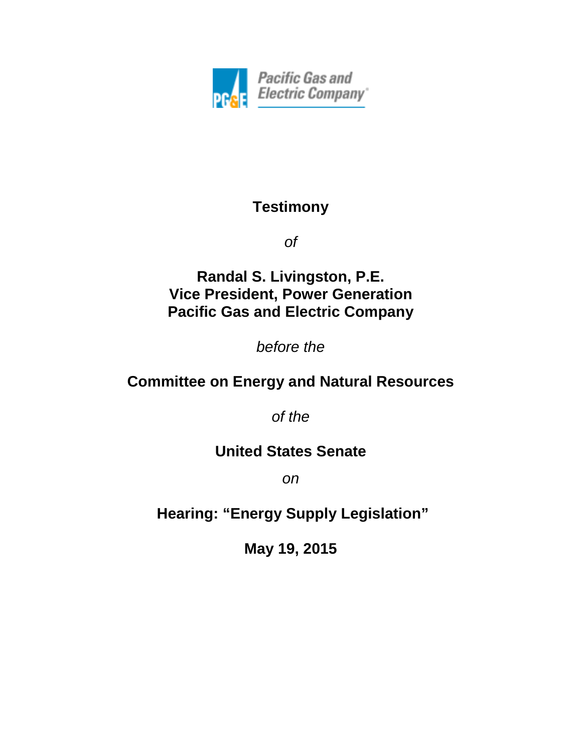Pacific Gas and Electric Company

# Testimony

*of*

**Randal S. Livingston, P.E.**
**Vice President, Power Generation**
**Pacific Gas and Electric Company**

*before the*

**Committee on Energy and Natural Resources**

*of the*

**United States Senate**

*on*

**Hearing: "Energy Supply Legislation"**

**May 19, 2015**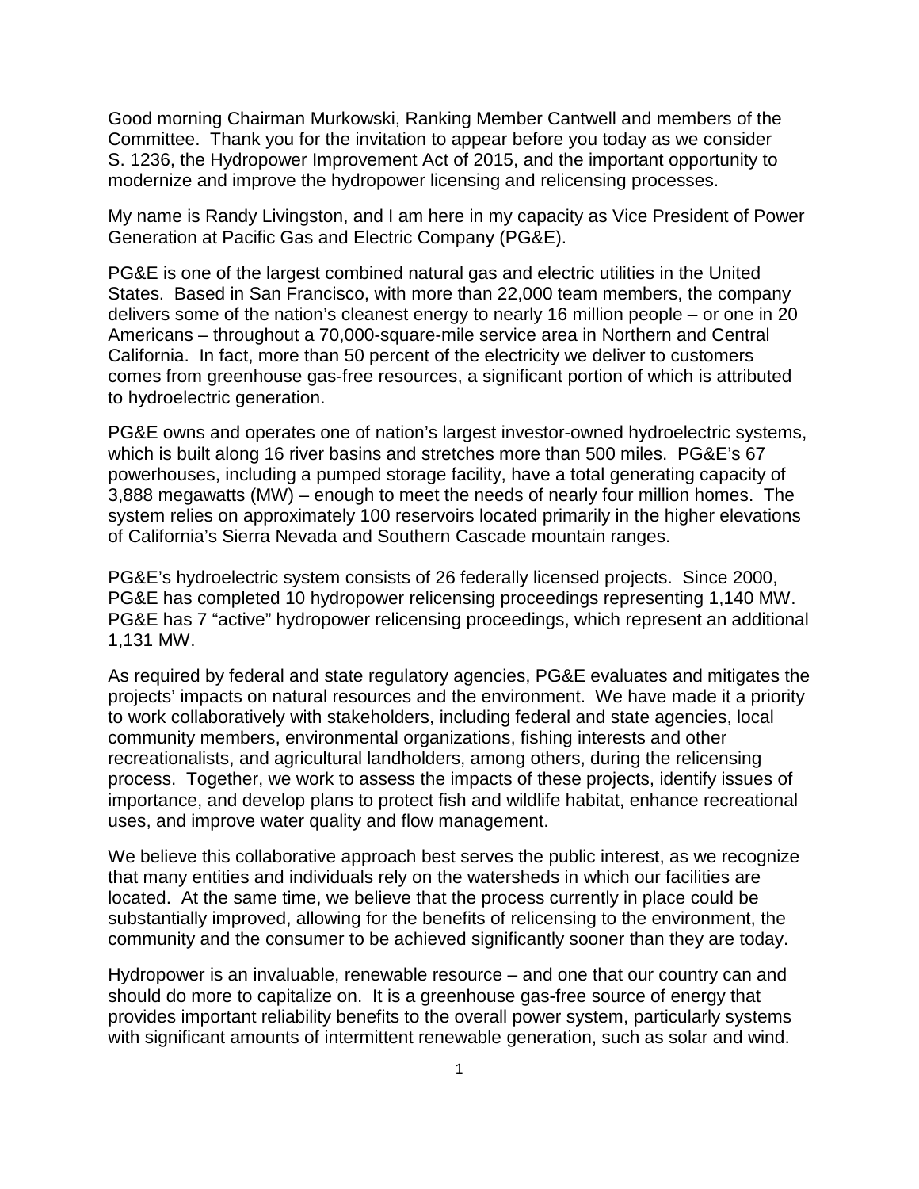Good morning Chairman Murkowski, Ranking Member Cantwell and members of the Committee. Thank you for the invitation to appear before you today as we consider S. 1236, the Hydropower Improvement Act of 2015, and the important opportunity to modernize and improve the hydropower licensing and relicensing processes.

My name is Randy Livingston, and I am here in my capacity as Vice President of Power Generation at Pacific Gas and Electric Company (PG&E).

PG&E is one of the largest combined natural gas and electric utilities in the United States. Based in San Francisco, with more than 22,000 team members, the company delivers some of the nation's cleanest energy to nearly 16 million people – or one in 20 Americans – throughout a 70,000-square-mile service area in Northern and Central California. In fact, more than 50 percent of the electricity we deliver to customers comes from greenhouse gas-free resources, a significant portion of which is attributed to hydroelectric generation.

PG&E owns and operates one of nation's largest investor-owned hydroelectric systems, which is built along 16 river basins and stretches more than 500 miles. PG&E's 67 powerhouses, including a pumped storage facility, have a total generating capacity of 3,888 megawatts (MW) – enough to meet the needs of nearly four million homes. The system relies on approximately 100 reservoirs located primarily in the higher elevations of California's Sierra Nevada and Southern Cascade mountain ranges.

PG&E's hydroelectric system consists of 26 federally licensed projects. Since 2000, PG&E has completed 10 hydropower relicensing proceedings representing 1,140 MW. PG&E has 7 "active" hydropower relicensing proceedings, which represent an additional 1,131 MW.

As required by federal and state regulatory agencies, PG&E evaluates and mitigates the projects' impacts on natural resources and the environment. We have made it a priority to work collaboratively with stakeholders, including federal and state agencies, local community members, environmental organizations, fishing interests and other recreationalists, and agricultural landholders, among others, during the relicensing process. Together, we work to assess the impacts of these projects, identify issues of importance, and develop plans to protect fish and wildlife habitat, enhance recreational uses, and improve water quality and flow management.

We believe this collaborative approach best serves the public interest, as we recognize that many entities and individuals rely on the watersheds in which our facilities are located. At the same time, we believe that the process currently in place could be substantially improved, allowing for the benefits of relicensing to the environment, the community and the consumer to be achieved significantly sooner than they are today.

Hydropower is an invaluable, renewable resource – and one that our country can and should do more to capitalize on. It is a greenhouse gas-free source of energy that provides important reliability benefits to the overall power system, particularly systems with significant amounts of intermittent renewable generation, such as solar and wind.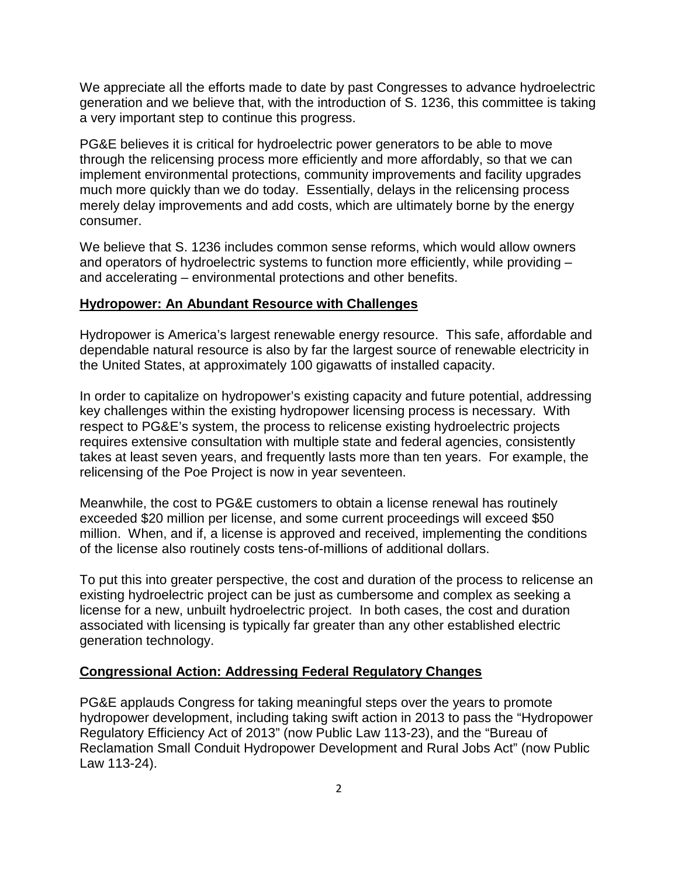We appreciate all the efforts made to date by past Congresses to advance hydroelectric generation and we believe that, with the introduction of S. 1236, this committee is taking a very important step to continue this progress.

PG&E believes it is critical for hydroelectric power generators to be able to move through the relicensing process more efficiently and more affordably, so that we can implement environmental protections, community improvements and facility upgrades much more quickly than we do today. Essentially, delays in the relicensing process merely delay improvements and add costs, which are ultimately borne by the energy consumer.

We believe that S. 1236 includes common sense reforms, which would allow owners and operators of hydroelectric systems to function more efficiently, while providing – and accelerating – environmental protections and other benefits.

## Hydropower: An Abundant Resource with Challenges

Hydropower is America's largest renewable energy resource. This safe, affordable and dependable natural resource is also by far the largest source of renewable electricity in the United States, at approximately 100 gigawatts of installed capacity.

In order to capitalize on hydropower's existing capacity and future potential, addressing key challenges within the existing hydropower licensing process is necessary. With respect to PG&E's system, the process to relicense existing hydroelectric projects requires extensive consultation with multiple state and federal agencies, consistently takes at least seven years, and frequently lasts more than ten years. For example, the relicensing of the Poe Project is now in year seventeen.

Meanwhile, the cost to PG&E customers to obtain a license renewal has routinely exceeded $20 million per license, and some current proceedings will exceed $50 million. When, and if, a license is approved and received, implementing the conditions of the license also routinely costs tens-of-millions of additional dollars.

To put this into greater perspective, the cost and duration of the process to relicense an existing hydroelectric project can be just as cumbersome and complex as seeking a license for a new, unbuilt hydroelectric project. In both cases, the cost and duration associated with licensing is typically far greater than any other established electric generation technology.

## Congressional Action: Addressing Federal Regulatory Changes

PG&E applauds Congress for taking meaningful steps over the years to promote hydropower development, including taking swift action in 2013 to pass the "Hydropower Regulatory Efficiency Act of 2013" (now Public Law 113-23), and the "Bureau of Reclamation Small Conduit Hydropower Development and Rural Jobs Act" (now Public Law 113-24).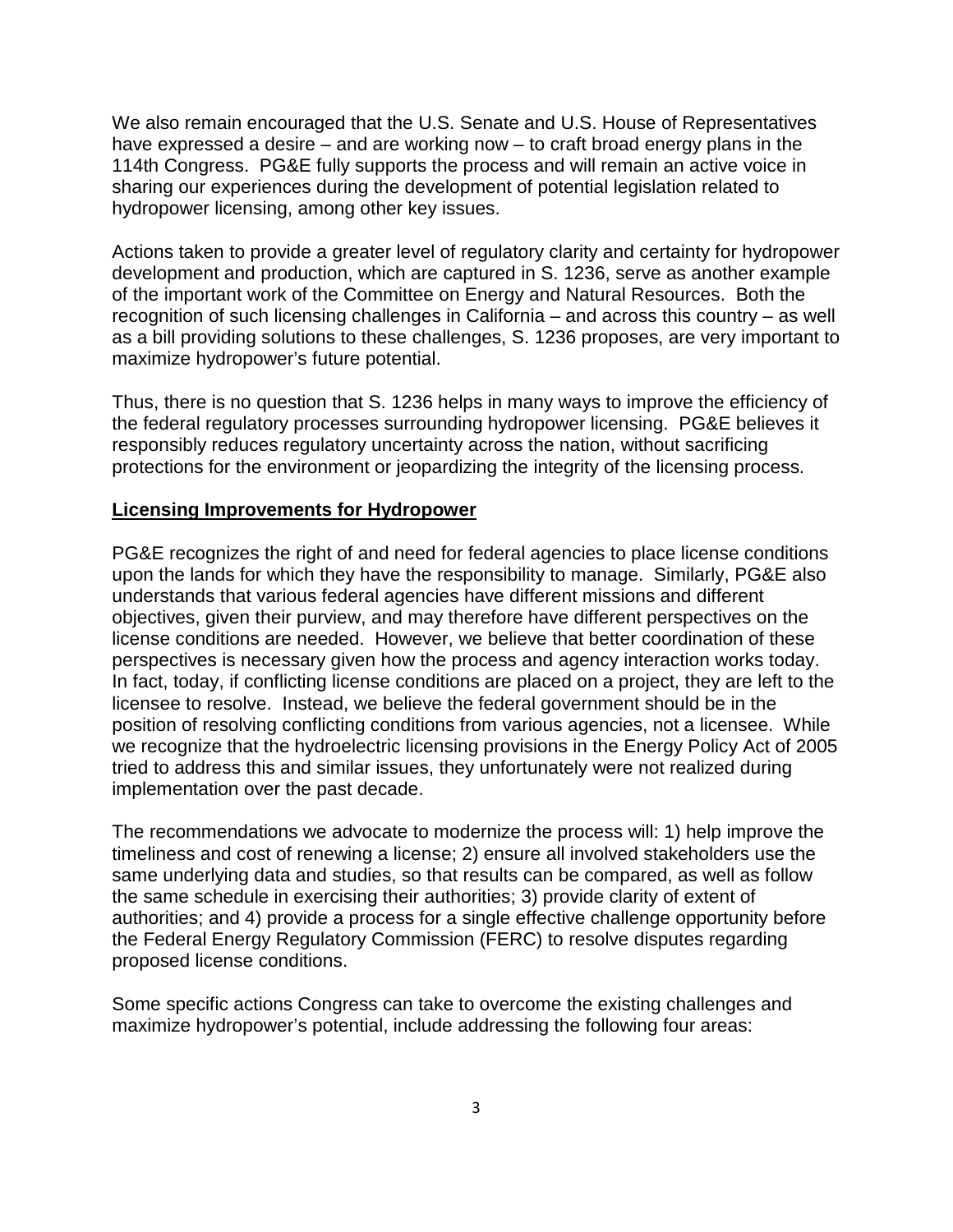We also remain encouraged that the U.S. Senate and U.S. House of Representatives have expressed a desire – and are working now – to craft broad energy plans in the 114th Congress. PG&E fully supports the process and will remain an active voice in sharing our experiences during the development of potential legislation related to hydropower licensing, among other key issues.

Actions taken to provide a greater level of regulatory clarity and certainty for hydropower development and production, which are captured in S. 1236, serve as another example of the important work of the Committee on Energy and Natural Resources. Both the recognition of such licensing challenges in California – and across this country – as well as a bill providing solutions to these challenges, S. 1236 proposes, are very important to maximize hydropower's future potential.

Thus, there is no question that S. 1236 helps in many ways to improve the efficiency of the federal regulatory processes surrounding hydropower licensing. PG&E believes it responsibly reduces regulatory uncertainty across the nation, without sacrificing protections for the environment or jeopardizing the integrity of the licensing process.

**Licensing Improvements for Hydropower**

PG&E recognizes the right of and need for federal agencies to place license conditions upon the lands for which they have the responsibility to manage. Similarly, PG&E also understands that various federal agencies have different missions and different objectives, given their purview, and may therefore have different perspectives on the license conditions are needed. However, we believe that better coordination of these perspectives is necessary given how the process and agency interaction works today. In fact, today, if conflicting license conditions are placed on a project, they are left to the licensee to resolve. Instead, we believe the federal government should be in the position of resolving conflicting conditions from various agencies, not a licensee. While we recognize that the hydroelectric licensing provisions in the Energy Policy Act of 2005 tried to address this and similar issues, they unfortunately were not realized during implementation over the past decade.

The recommendations we advocate to modernize the process will: 1) help improve the timeliness and cost of renewing a license; 2) ensure all involved stakeholders use the same underlying data and studies, so that results can be compared, as well as follow the same schedule in exercising their authorities; 3) provide clarity of extent of authorities; and 4) provide a process for a single effective challenge opportunity before the Federal Energy Regulatory Commission (FERC) to resolve disputes regarding proposed license conditions.

Some specific actions Congress can take to overcome the existing challenges and maximize hydropower's potential, include addressing the following four areas: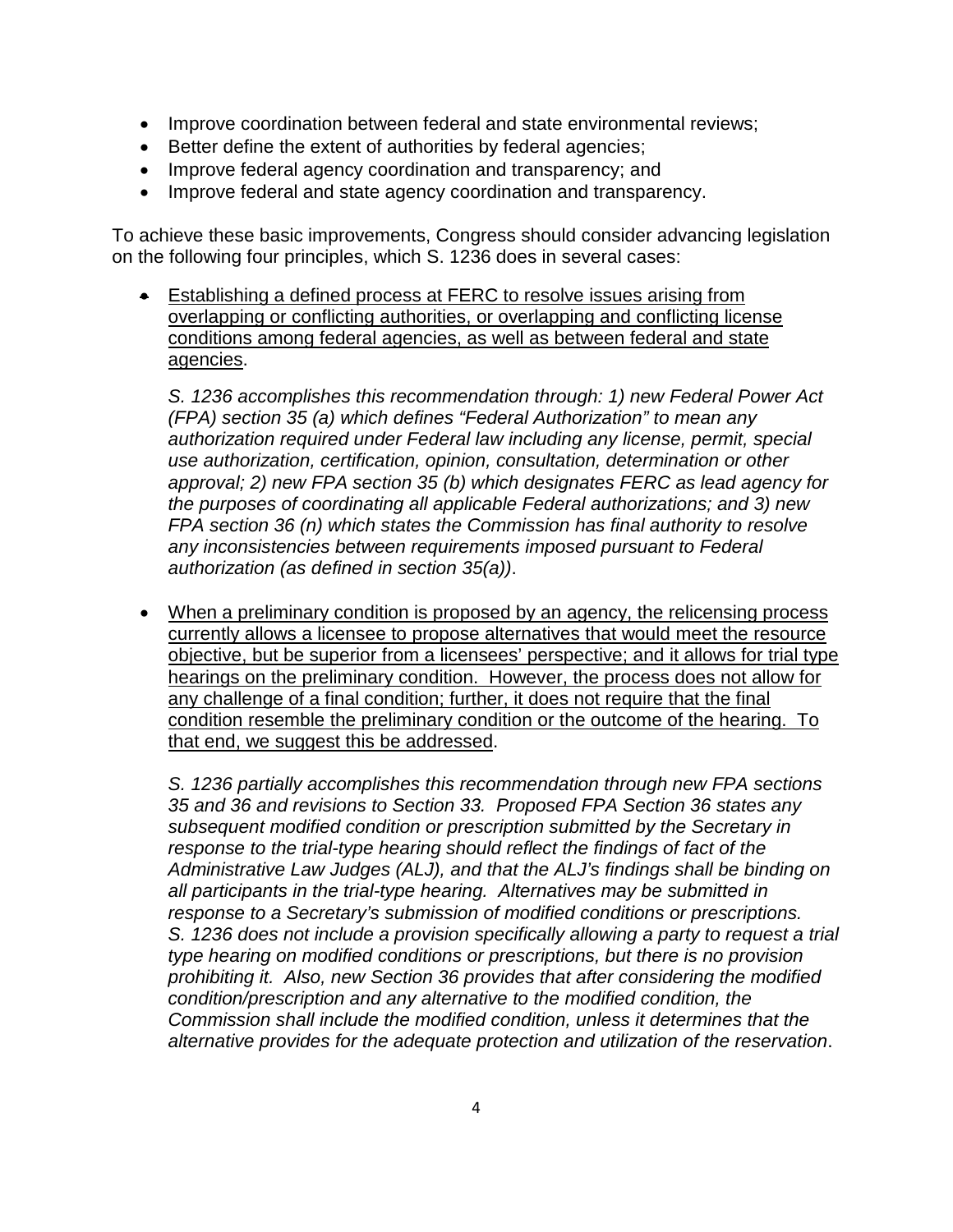- Improve coordination between federal and state environmental reviews;
- Better define the extent of authorities by federal agencies;
- Improve federal agency coordination and transparency; and
- Improve federal and state agency coordination and transparency.

To achieve these basic improvements, Congress should consider advancing legislation on the following four principles, which S. 1236 does in several cases:

- <u>Establishing a defined process at FERC to resolve issues arising from overlapping or conflicting authorities, or overlapping and conflicting license conditions among federal agencies, as well as between federal and state agencies</u>.

  *S. 1236 accomplishes this recommendation through: 1) new Federal Power Act (FPA) section 35 (a) which defines "Federal Authorization" to mean any authorization required under Federal law including any license, permit, special use authorization, certification, opinion, consultation, determination or other approval; 2) new FPA section 35 (b) which designates FERC as lead agency for the purposes of coordinating all applicable Federal authorizations; and 3) new FPA section 36 (n) which states the Commission has final authority to resolve any inconsistencies between requirements imposed pursuant to Federal authorization (as defined in section 35(a))*.

- <u>When a preliminary condition is proposed by an agency, the relicensing process currently allows a licensee to propose alternatives that would meet the resource objective, but be superior from a licensees' perspective; and it allows for trial type hearings on the preliminary condition. However, the process does not allow for any challenge of a final condition; further, it does not require that the final condition resemble the preliminary condition or the outcome of the hearing. To that end, we suggest this be addressed</u>.

  *S. 1236 partially accomplishes this recommendation through new FPA sections 35 and 36 and revisions to Section 33. Proposed FPA Section 36 states any subsequent modified condition or prescription submitted by the Secretary in response to the trial-type hearing should reflect the findings of fact of the Administrative Law Judges (ALJ), and that the ALJ's findings shall be binding on all participants in the trial-type hearing. Alternatives may be submitted in response to a Secretary's submission of modified conditions or prescriptions. S. 1236 does not include a provision specifically allowing a party to request a trial type hearing on modified conditions or prescriptions, but there is no provision prohibiting it. Also, new Section 36 provides that after considering the modified condition/prescription and any alternative to the modified condition, the Commission shall include the modified condition, unless it determines that the alternative provides for the adequate protection and utilization of the reservation*.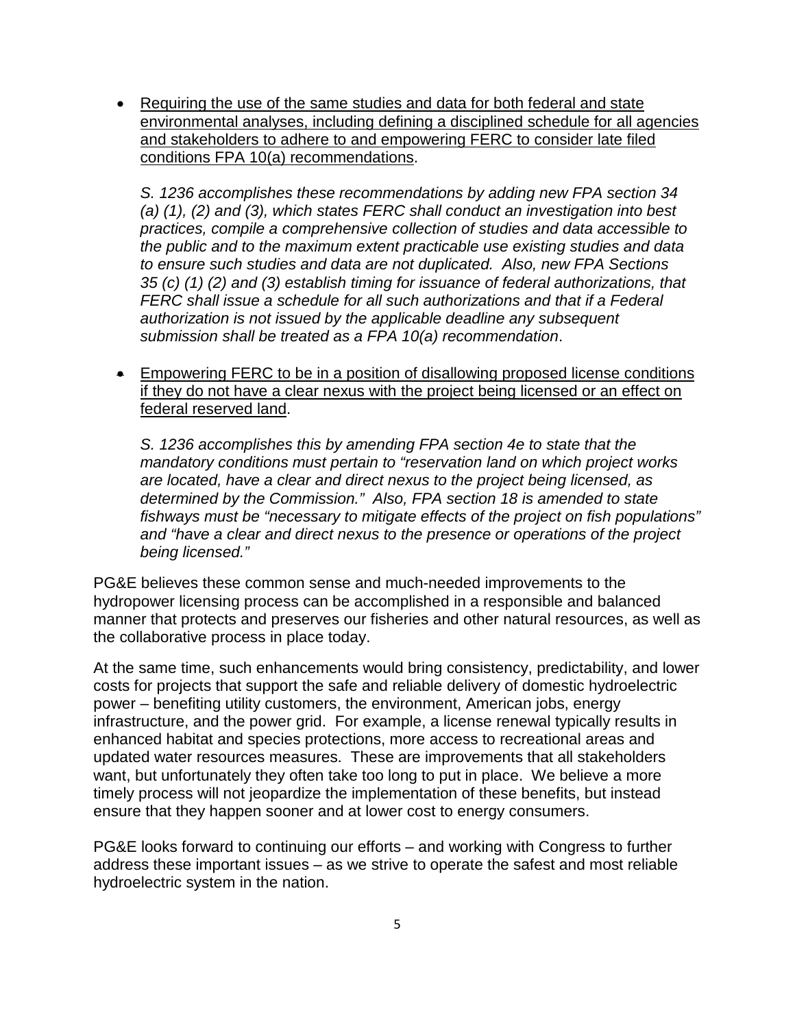- <u>Requiring the use of the same studies and data for both federal and state environmental analyses, including defining a disciplined schedule for all agencies and stakeholders to adhere to and empowering FERC to consider late filed conditions FPA 10(a) recommendations</u>.

  *S. 1236 accomplishes these recommendations by adding new FPA section 34 (a) (1), (2) and (3), which states FERC shall conduct an investigation into best practices, compile a comprehensive collection of studies and data accessible to the public and to the maximum extent practicable use existing studies and data to ensure such studies and data are not duplicated. Also, new FPA Sections 35 (c) (1) (2) and (3) establish timing for issuance of federal authorizations, that FERC shall issue a schedule for all such authorizations and that if a Federal authorization is not issued by the applicable deadline any subsequent submission shall be treated as a FPA 10(a) recommendation*.

- <u>Empowering FERC to be in a position of disallowing proposed license conditions if they do not have a clear nexus with the project being licensed or an effect on federal reserved land</u>.

  *S. 1236 accomplishes this by amending FPA section 4e to state that the mandatory conditions must pertain to "reservation land on which project works are located, have a clear and direct nexus to the project being licensed, as determined by the Commission." Also, FPA section 18 is amended to state fishways must be "necessary to mitigate effects of the project on fish populations" and "have a clear and direct nexus to the presence or operations of the project being licensed."*

PG&E believes these common sense and much-needed improvements to the hydropower licensing process can be accomplished in a responsible and balanced manner that protects and preserves our fisheries and other natural resources, as well as the collaborative process in place today.

At the same time, such enhancements would bring consistency, predictability, and lower costs for projects that support the safe and reliable delivery of domestic hydroelectric power – benefiting utility customers, the environment, American jobs, energy infrastructure, and the power grid. For example, a license renewal typically results in enhanced habitat and species protections, more access to recreational areas and updated water resources measures. These are improvements that all stakeholders want, but unfortunately they often take too long to put in place. We believe a more timely process will not jeopardize the implementation of these benefits, but instead ensure that they happen sooner and at lower cost to energy consumers.

PG&E looks forward to continuing our efforts – and working with Congress to further address these important issues – as we strive to operate the safest and most reliable hydroelectric system in the nation.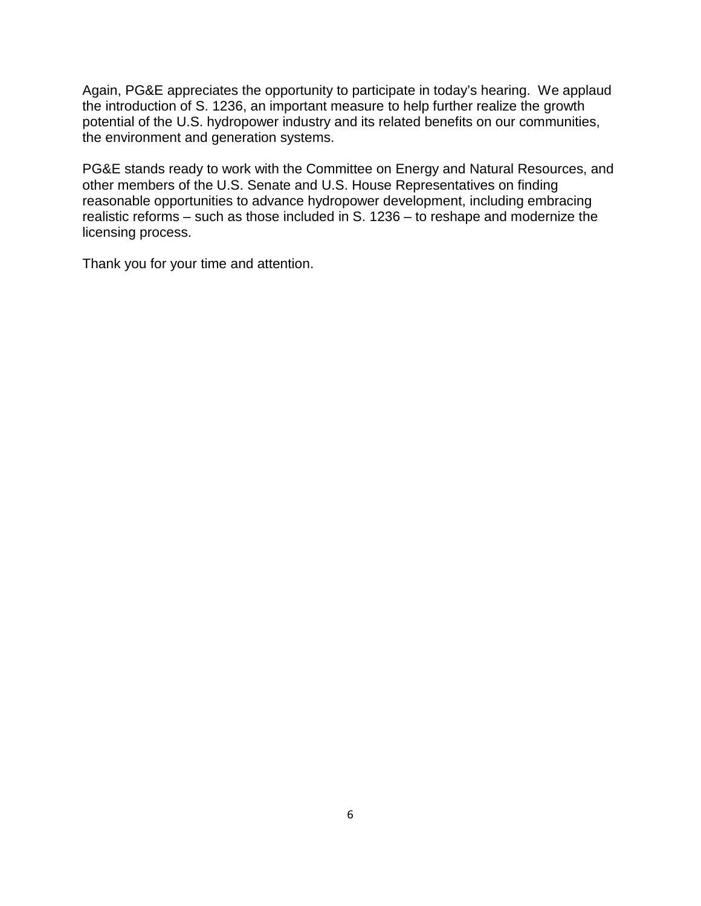Again, PG&E appreciates the opportunity to participate in today's hearing. We applaud the introduction of S. 1236, an important measure to help further realize the growth potential of the U.S. hydropower industry and its related benefits on our communities, the environment and generation systems.

PG&E stands ready to work with the Committee on Energy and Natural Resources, and other members of the U.S. Senate and U.S. House Representatives on finding reasonable opportunities to advance hydropower development, including embracing realistic reforms – such as those included in S. 1236 – to reshape and modernize the licensing process.

Thank you for your time and attention.